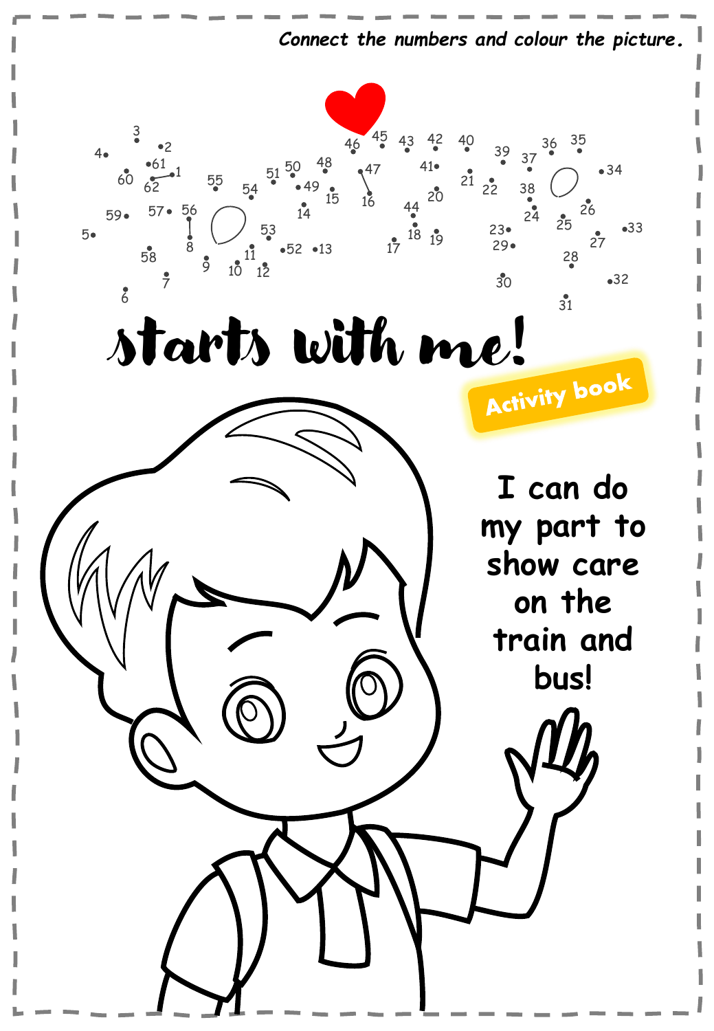*Connect the numbers and colour the picture.*

# starts with me!

**Activity book**

**I can do my part to show care on the train and bus!**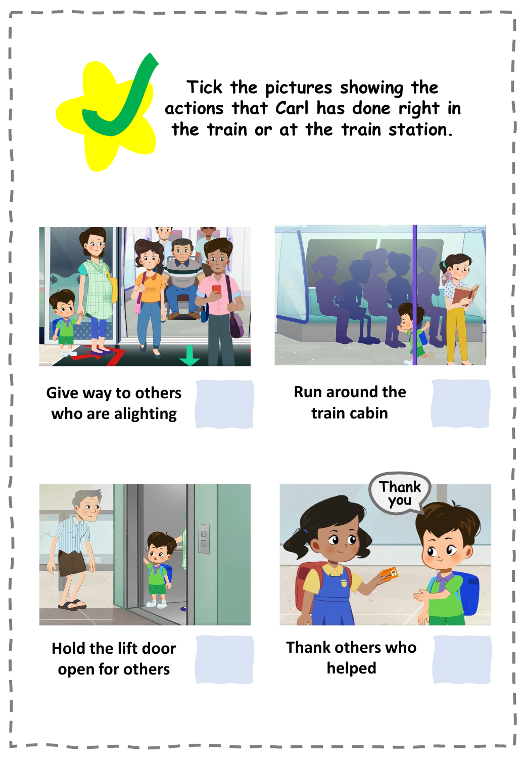Tick the pictures showing the actions that Carl has done right in the train or at the train station.

Give way to others who are alighting ☐

Run around the train cabin ☐

Hold the lift door open for others ☐

Thank others who helped ☐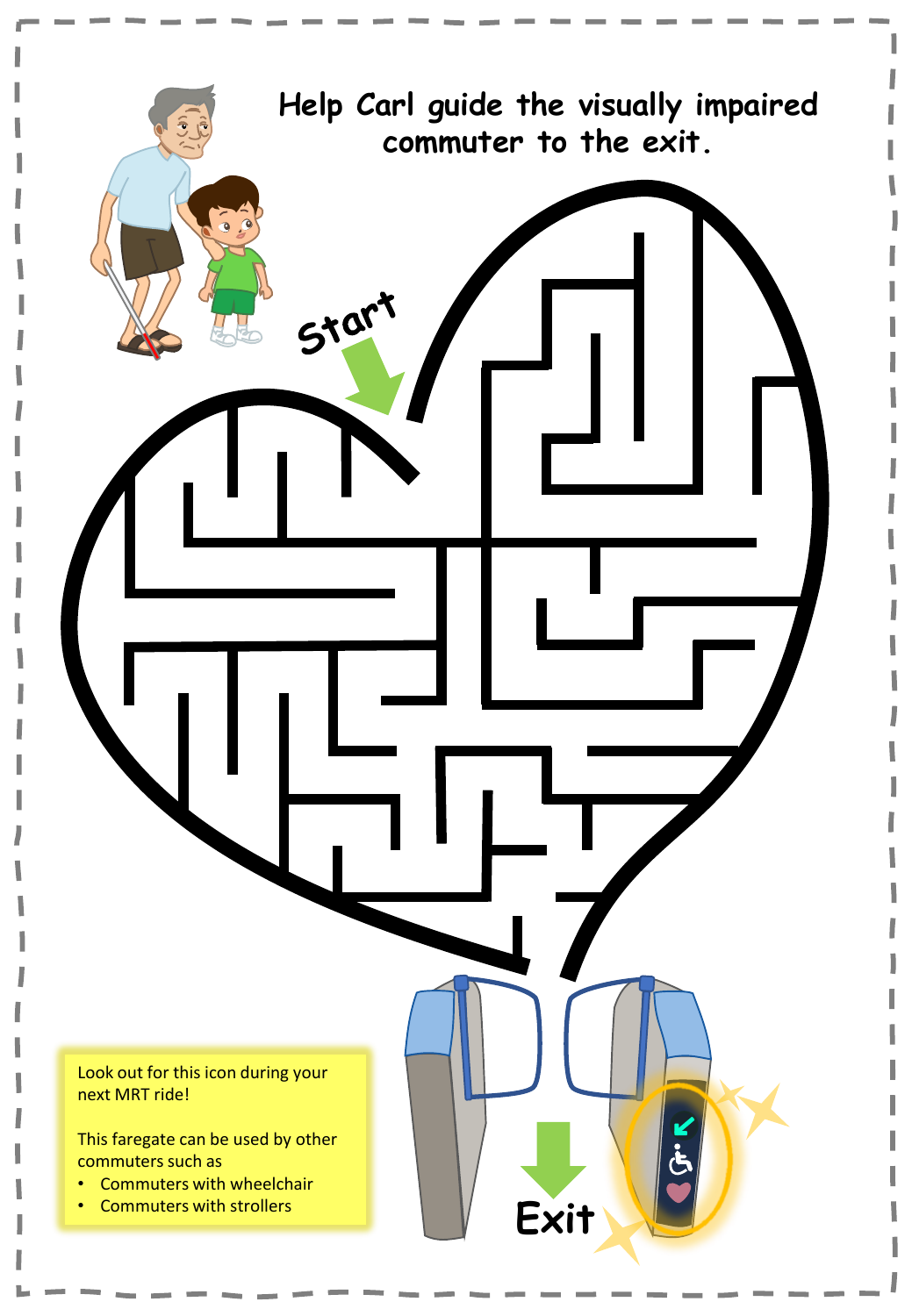# Help Carl guide the visually impaired commuter to the exit.

Start

Exit

Look out for this icon during your next MRT ride!

This faregate can be used by other commuters such as

- Commuters with wheelchair
- Commuters with strollers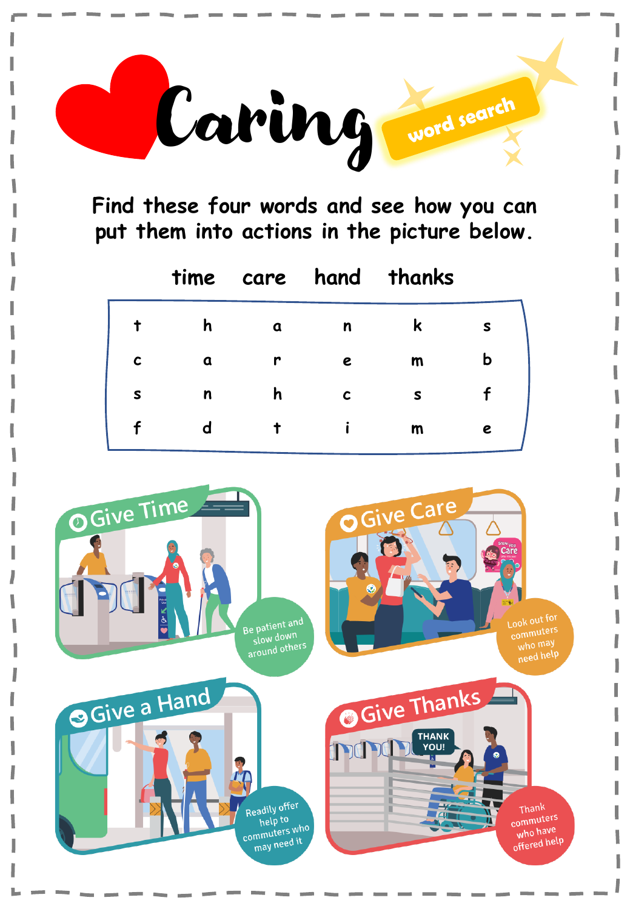# Caring

word search

Find these four words and see how you can put them into actions in the picture below.

time care hand thanks

| | | | | | |
|---|---|---|---|---|---|
| t | h | a | n | k | s |
| c | a | r | e | m | b |
| s | n | h | c | s | f |
| f | d | t | i | m | e |

## Give Time

Be patient and slow down around others

## Give Care

Look out for commuters who may need help

## Give a Hand

Readily offer help to commuters who may need it

## Give Thanks

Thank commuters who have offered help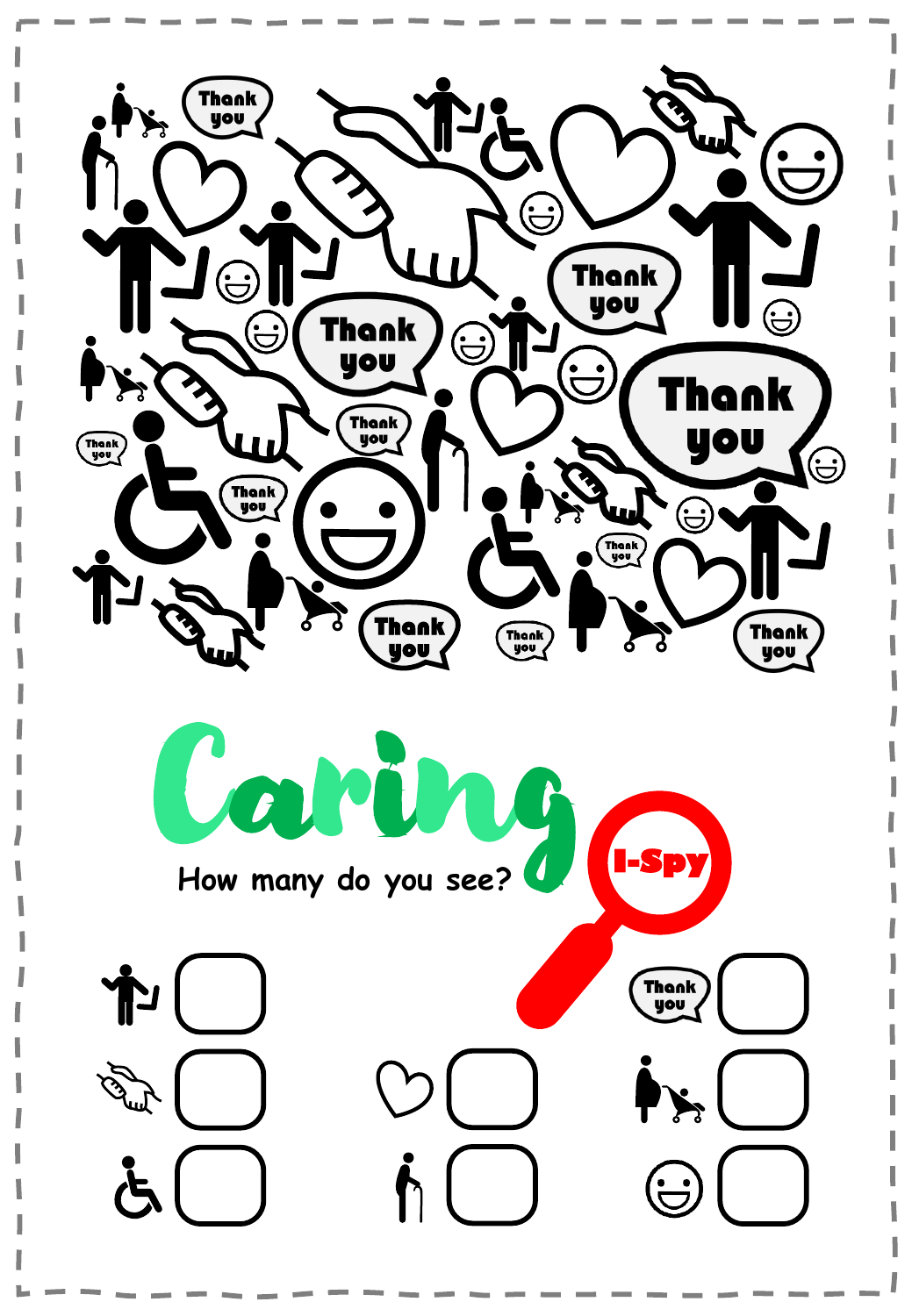# Caring

How many do you see?

I-Spy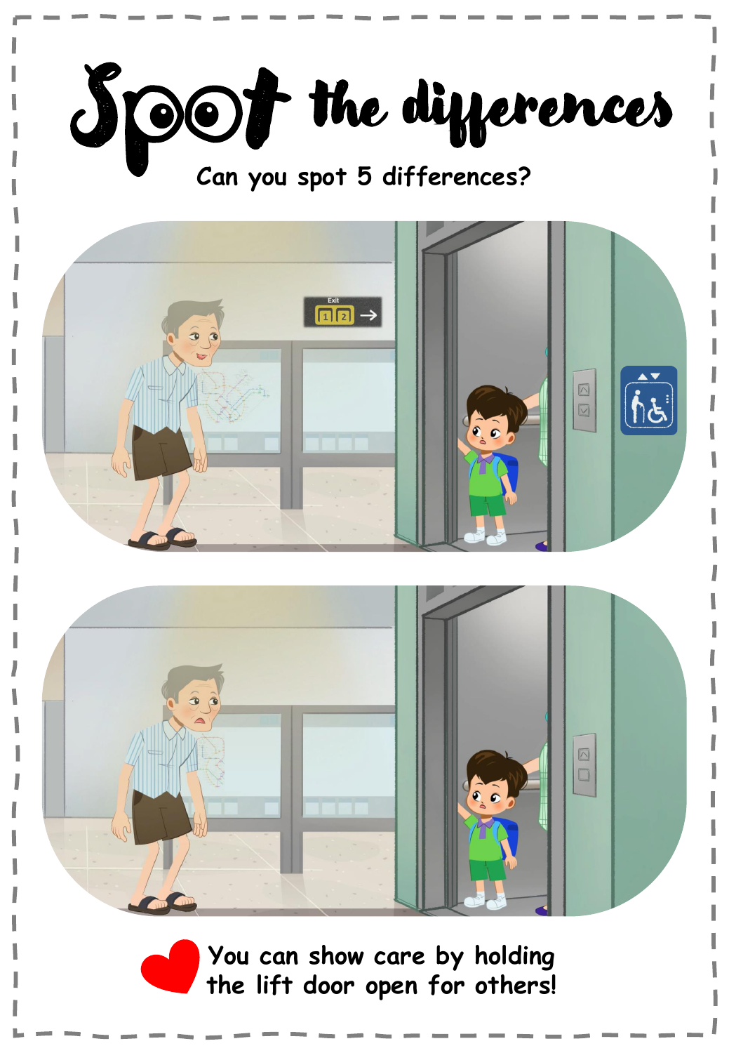# Spot the differences

Can you spot 5 differences?

You can show care by holding the lift door open for others!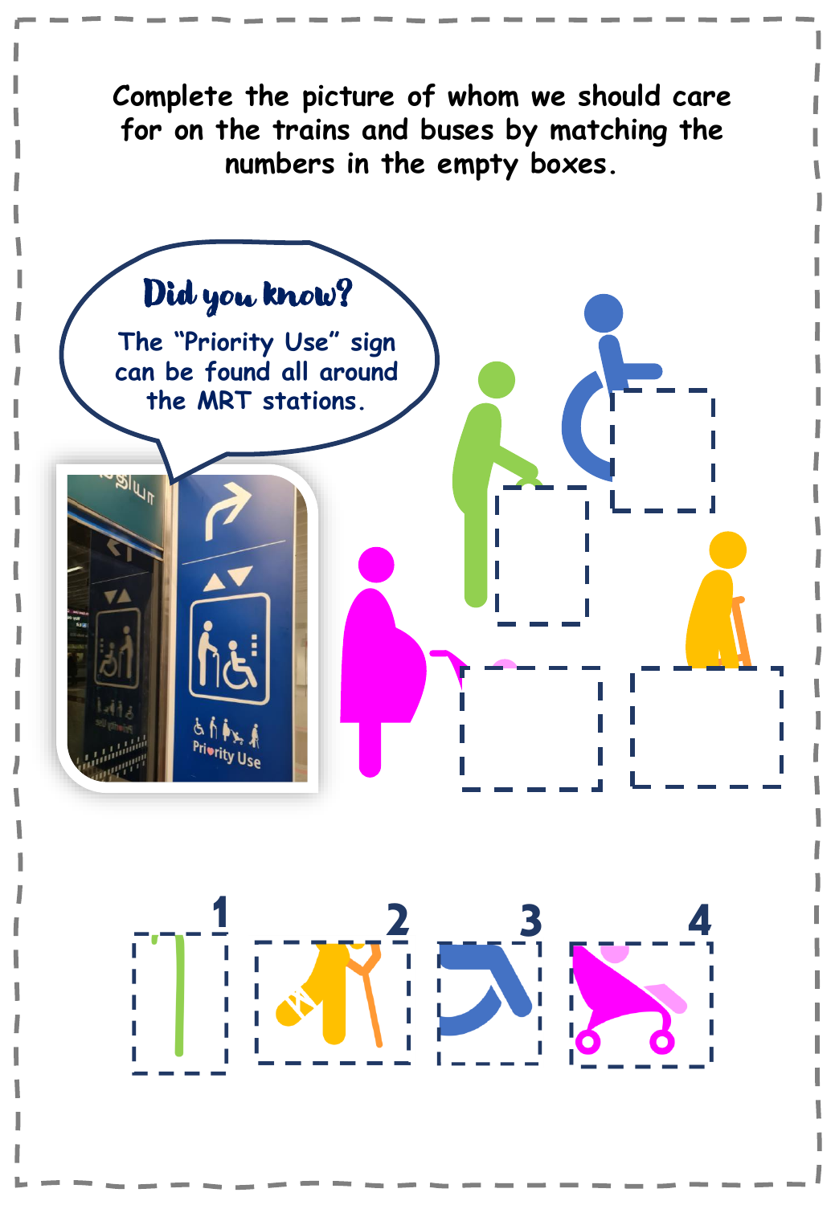Complete the picture of whom we should care for on the trains and buses by matching the numbers in the empty boxes.

**Did you know?**

The "Priority Use" sign can be found all around the MRT stations.

Priority Use

1 2 3 4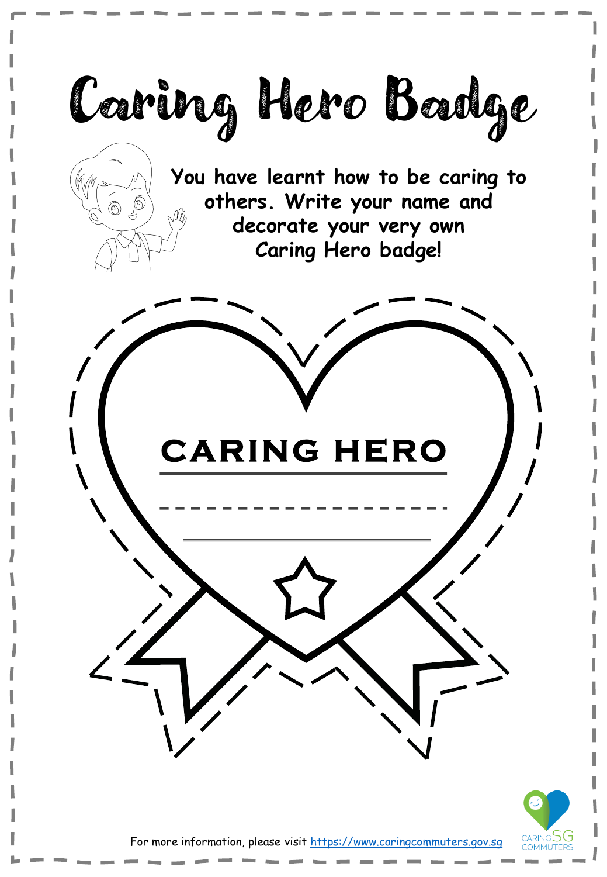# Caring Hero Badge

You have learnt how to be caring to others. Write your name and decorate your very own Caring Hero badge!

CARING HERO

For more information, please visit https://www.caringcommuters.gov.sg

CARING SG COMMUTERS